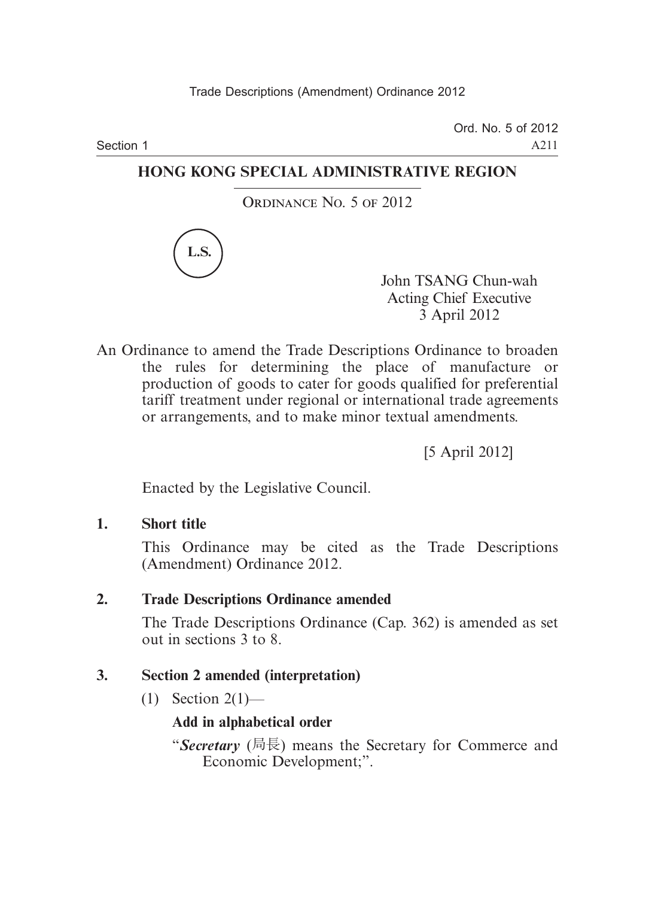## HONG KONG SPECIAL ADMINISTRATIVE REGION

ORDINANCE NO. 5 OF 2012

L.S.

John TSANG Chun-wah
Acting Chief Executive
3 April 2012

An Ordinance to amend the Trade Descriptions Ordinance to broaden the rules for determining the place of manufacture or production of goods to cater for goods qualified for preferential tariff treatment under regional or international trade agreements or arrangements, and to make minor textual amendments.

[5 April 2012]

Enacted by the Legislative Council.

**1. Short title**

This Ordinance may be cited as the Trade Descriptions (Amendment) Ordinance 2012.

**2. Trade Descriptions Ordinance amended**

The Trade Descriptions Ordinance (Cap. 362) is amended as set out in sections 3 to 8.

**3. Section 2 amended (interpretation)**

(1) Section 2(1)—

**Add in alphabetical order**

"***Secretary*** (局長) means the Secretary for Commerce and Economic Development;".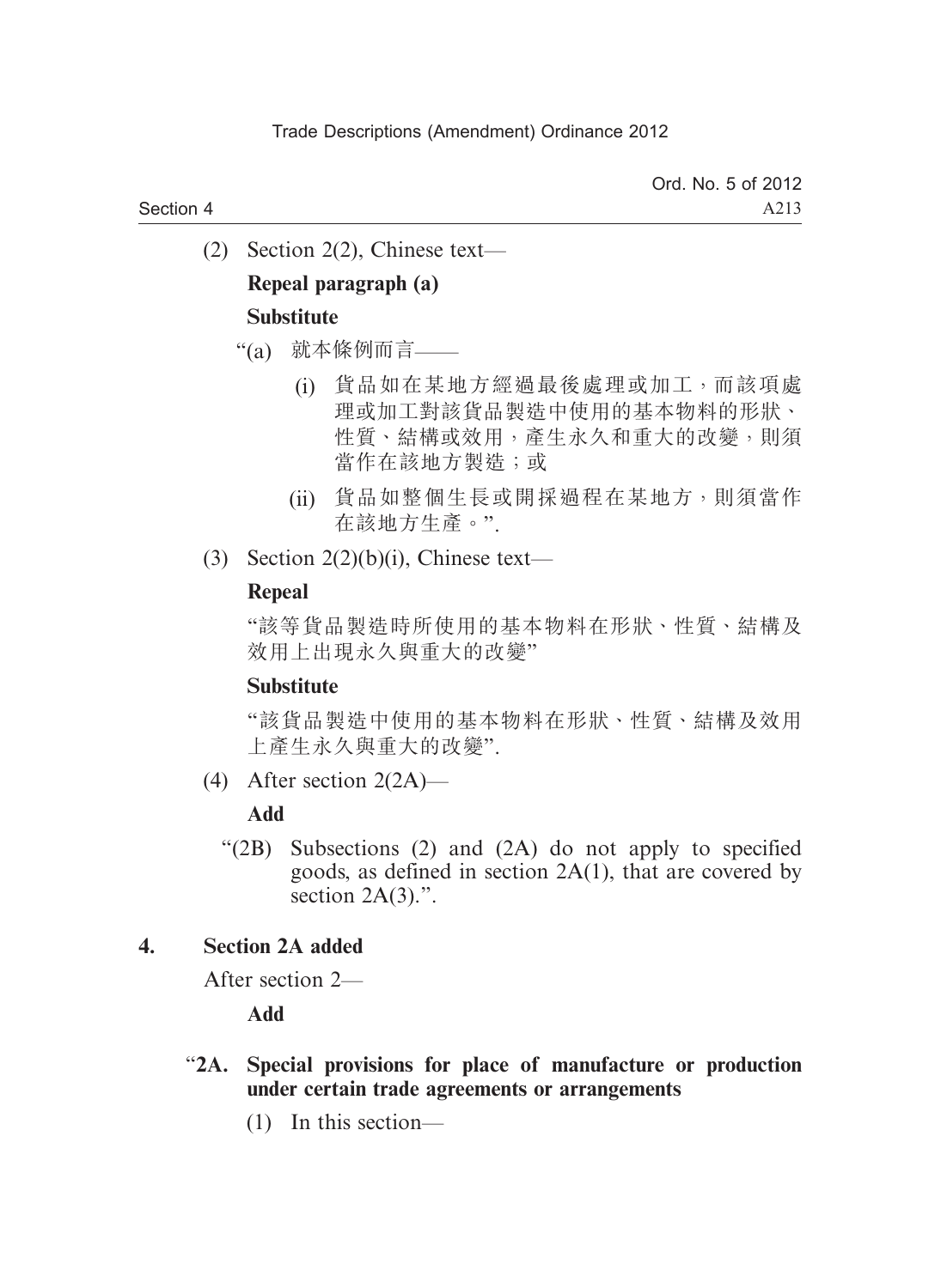(2) Section 2(2), Chinese text—

**Repeal paragraph (a)**

**Substitute**

"(a) 就本條例而言——

(i) 貨品如在某地方經過最後處理或加工，而該項處理或加工對該貨品製造中使用的基本物料的形狀、性質、結構或效用，產生永久和重大的改變，則須當作在該地方製造；或

(ii) 貨品如整個生長或開採過程在某地方，則須當作在該地方生產。".

(3) Section 2(2)(b)(i), Chinese text—

**Repeal**

"該等貨品製造時所使用的基本物料在形狀、性質、結構及效用上出現永久與重大的改變"

**Substitute**

"該貨品製造中使用的基本物料在形狀、性質、結構及效用上產生永久與重大的改變".

(4) After section 2(2A)—

**Add**

"(2B) Subsections (2) and (2A) do not apply to specified goods, as defined in section 2A(1), that are covered by section 2A(3).".

**4. Section 2A added**

After section 2—

**Add**

"**2A. Special provisions for place of manufacture or production under certain trade agreements or arrangements**

(1) In this section—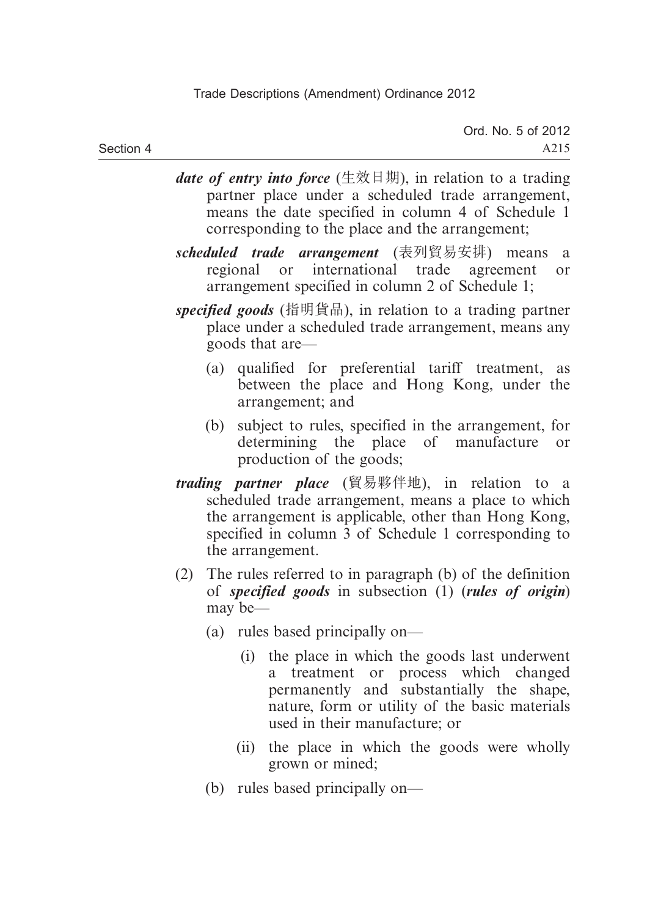***date of entry into force*** (生效日期), in relation to a trading partner place under a scheduled trade arrangement, means the date specified in column 4 of Schedule 1 corresponding to the place and the arrangement;

***scheduled trade arrangement*** (表列貿易安排) means a regional or international trade agreement or arrangement specified in column 2 of Schedule 1;

***specified goods*** (指明貨品), in relation to a trading partner place under a scheduled trade arrangement, means any goods that are—

(a) qualified for preferential tariff treatment, as between the place and Hong Kong, under the arrangement; and

(b) subject to rules, specified in the arrangement, for determining the place of manufacture or production of the goods;

***trading partner place*** (貿易夥伴地), in relation to a scheduled trade arrangement, means a place to which the arrangement is applicable, other than Hong Kong, specified in column 3 of Schedule 1 corresponding to the arrangement.

(2) The rules referred to in paragraph (b) of the definition of ***specified goods*** in subsection (1) (***rules of origin***) may be—

(a) rules based principally on—

(i) the place in which the goods last underwent a treatment or process which changed permanently and substantially the shape, nature, form or utility of the basic materials used in their manufacture; or

(ii) the place in which the goods were wholly grown or mined;

(b) rules based principally on—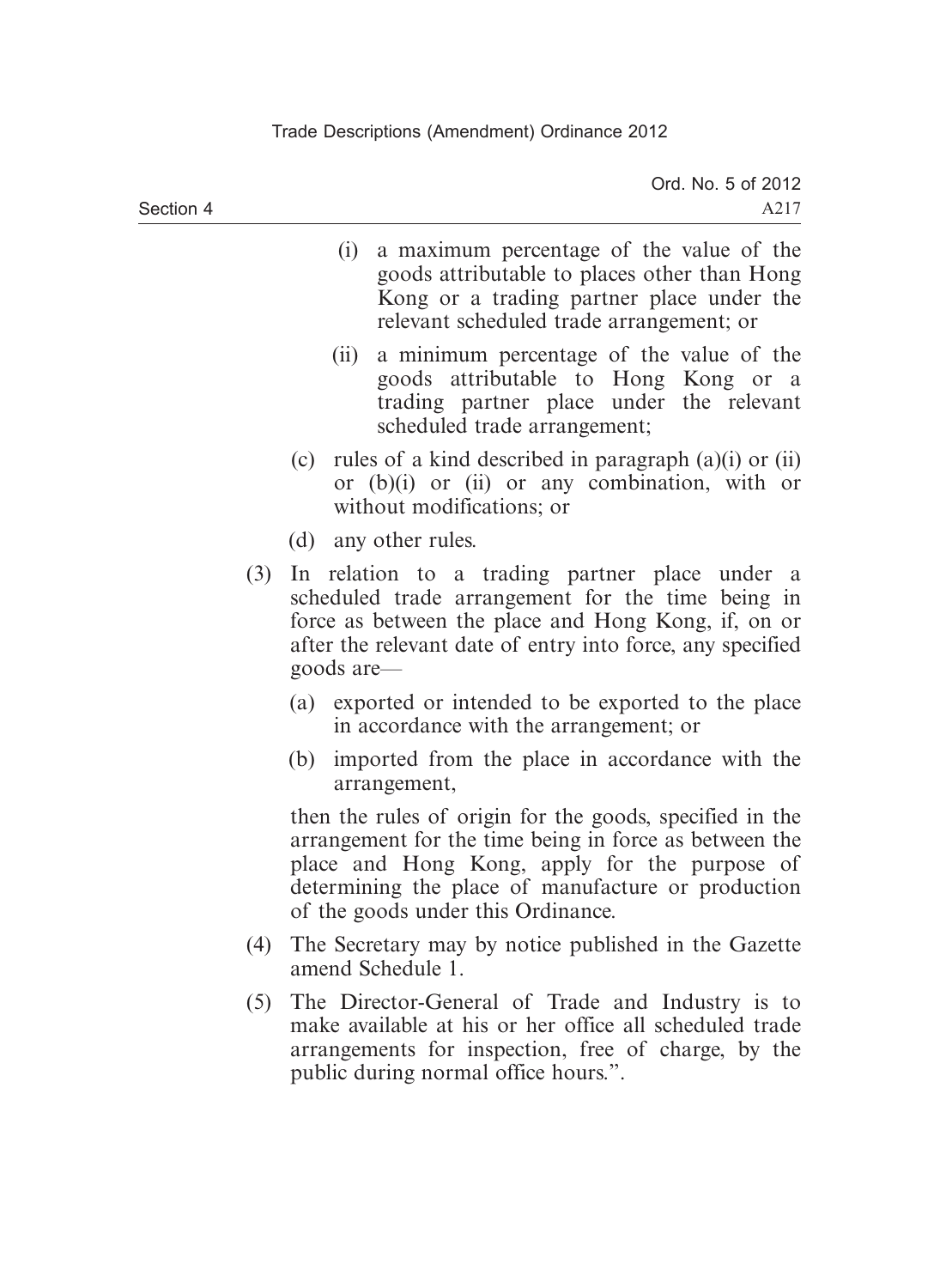(i) a maximum percentage of the value of the goods attributable to places other than Hong Kong or a trading partner place under the relevant scheduled trade arrangement; or

(ii) a minimum percentage of the value of the goods attributable to Hong Kong or a trading partner place under the relevant scheduled trade arrangement;

(c) rules of a kind described in paragraph (a)(i) or (ii) or (b)(i) or (ii) or any combination, with or without modifications; or

(d) any other rules.

(3) In relation to a trading partner place under a scheduled trade arrangement for the time being in force as between the place and Hong Kong, if, on or after the relevant date of entry into force, any specified goods are—

(a) exported or intended to be exported to the place in accordance with the arrangement; or

(b) imported from the place in accordance with the arrangement,

then the rules of origin for the goods, specified in the arrangement for the time being in force as between the place and Hong Kong, apply for the purpose of determining the place of manufacture or production of the goods under this Ordinance.

(4) The Secretary may by notice published in the Gazette amend Schedule 1.

(5) The Director-General of Trade and Industry is to make available at his or her office all scheduled trade arrangements for inspection, free of charge, by the public during normal office hours.".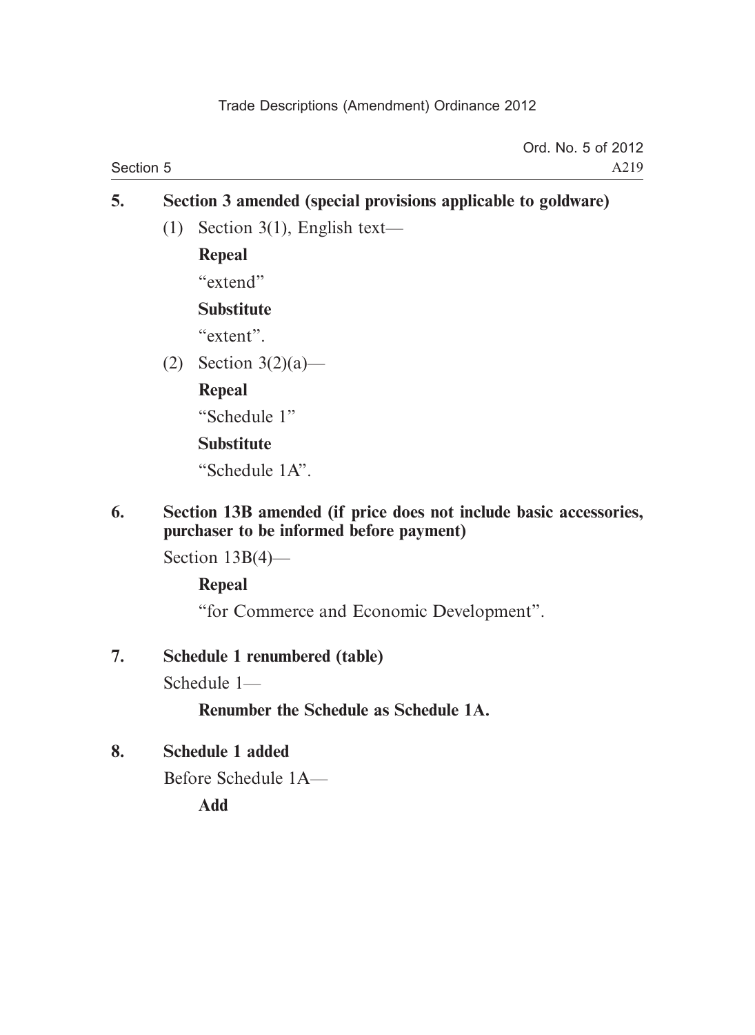**5. Section 3 amended (special provisions applicable to goldware)**

(1) Section 3(1), English text—

**Repeal**

"extend"

**Substitute**

"extent".

(2) Section 3(2)(a)—

**Repeal**

"Schedule 1"

**Substitute**

"Schedule 1A".

**6. Section 13B amended (if price does not include basic accessories, purchaser to be informed before payment)**

Section 13B(4)—

**Repeal**

"for Commerce and Economic Development".

**7. Schedule 1 renumbered (table)**

Schedule 1—

**Renumber the Schedule as Schedule 1A.**

**8. Schedule 1 added**

Before Schedule 1A—

**Add**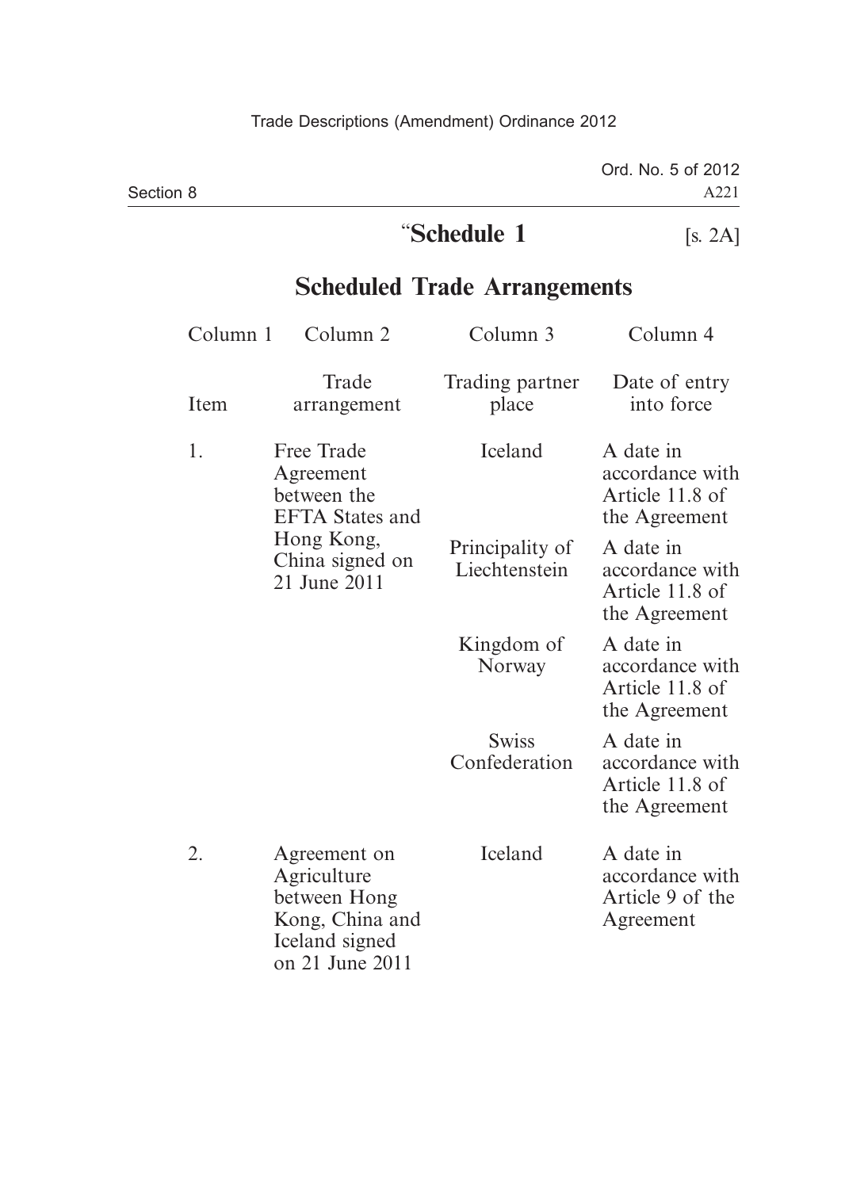# “Schedule 1

[s. 2A]

## Scheduled Trade Arrangements

| Column 1 | Column 2 | Column 3 | Column 4 |
|---|---|---|---|
| Item | Trade arrangement | Trading partner place | Date of entry into force |
| 1. | Free Trade Agreement between the EFTA States and Hong Kong, China signed on 21 June 2011 | Iceland | A date in accordance with Article 11.8 of the Agreement |
| | | Principality of Liechtenstein | A date in accordance with Article 11.8 of the Agreement |
| | | Kingdom of Norway | A date in accordance with Article 11.8 of the Agreement |
| | | Swiss Confederation | A date in accordance with Article 11.8 of the Agreement |
| 2. | Agreement on Agriculture between Hong Kong, China and Iceland signed on 21 June 2011 | Iceland | A date in accordance with Article 9 of the Agreement |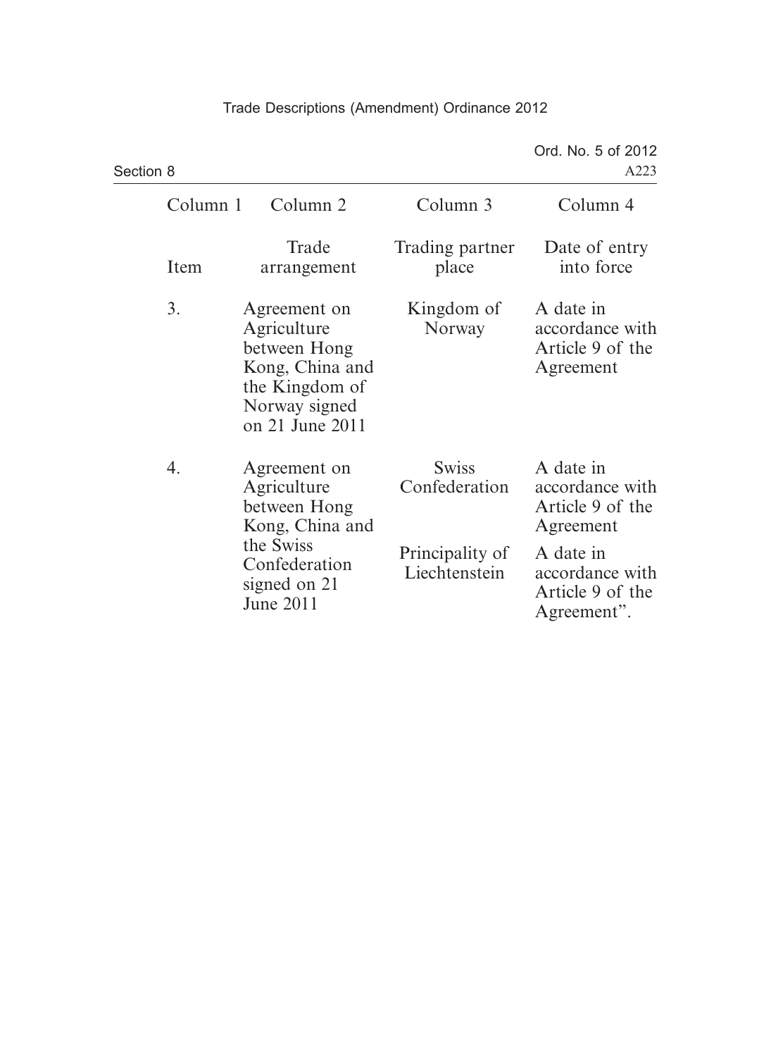| Column 1 | Column 2 | Column 3 | Column 4 |
|---|---|---|---|
| Item | Trade arrangement | Trading partner place | Date of entry into force |
| 3. | Agreement on Agriculture between Hong Kong, China and the Kingdom of Norway signed on 21 June 2011 | Kingdom of Norway | A date in accordance with Article 9 of the Agreement |
| 4. | Agreement on Agriculture between Hong Kong, China and the Swiss Confederation signed on 21 June 2011 | Swiss Confederation | A date in accordance with Article 9 of the Agreement |
| | | Principality of Liechtenstein | A date in accordance with Article 9 of the Agreement”. |